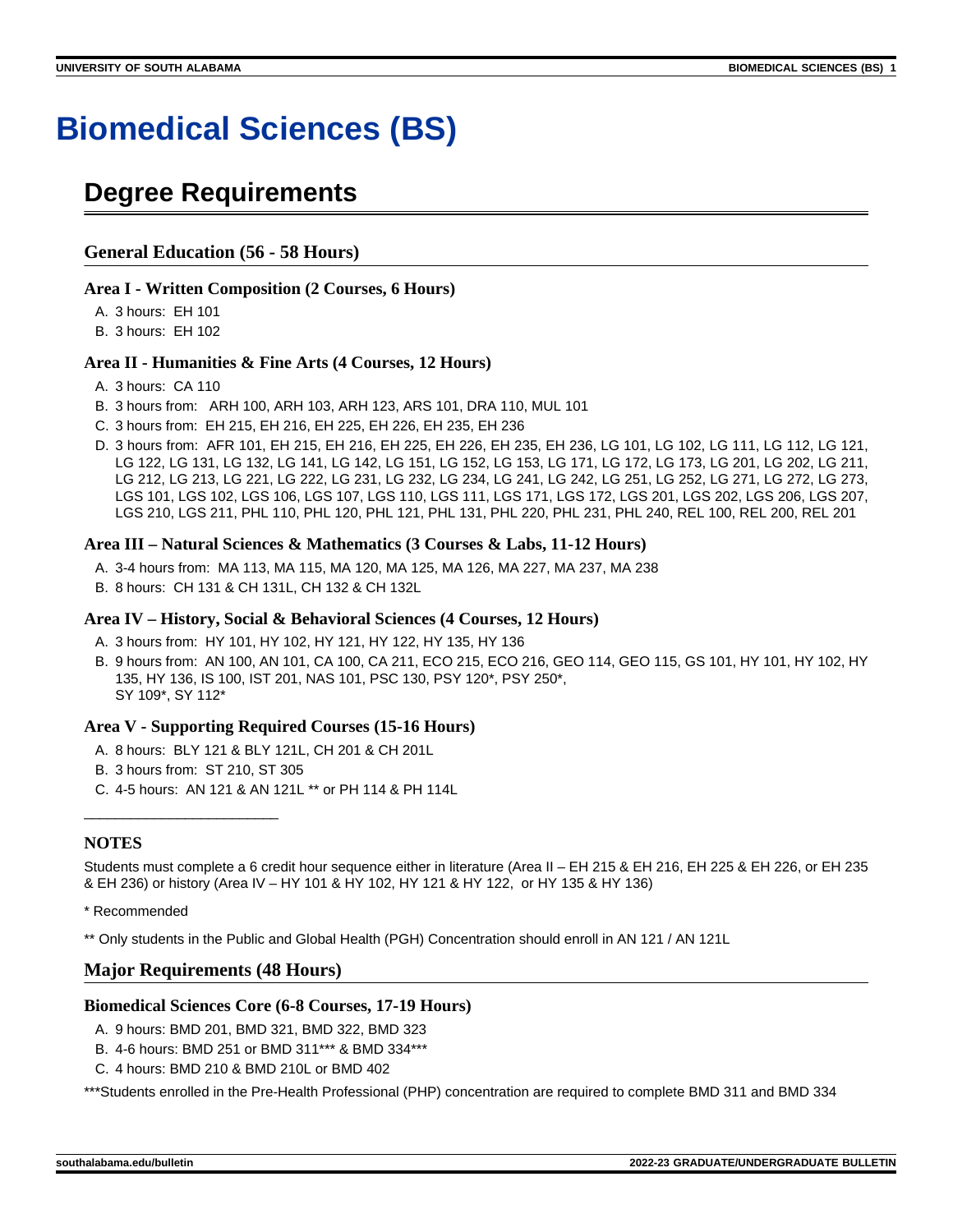# Biomedical Sciences (BS)

## Degree Requirements

### General Education (56 - 58 Hours)

#### Area I - Written Composition (2 Courses, 6 Hours)

A. 3 hours: EH 101
B. 3 hours: EH 102

#### Area II - Humanities & Fine Arts (4 Courses, 12 Hours)

A. 3 hours: CA 110
B. 3 hours from: ARH 100, ARH 103, ARH 123, ARS 101, DRA 110, MUL 101
C. 3 hours from: EH 215, EH 216, EH 225, EH 226, EH 235, EH 236
D. 3 hours from: AFR 101, EH 215, EH 216, EH 225, EH 226, EH 235, EH 236, LG 101, LG 102, LG 111, LG 112, LG 121, LG 122, LG 131, LG 132, LG 141, LG 142, LG 151, LG 152, LG 153, LG 171, LG 172, LG 173, LG 201, LG 202, LG 211, LG 212, LG 213, LG 221, LG 222, LG 231, LG 232, LG 234, LG 241, LG 242, LG 251, LG 252, LG 271, LG 272, LG 273, LGS 101, LGS 102, LGS 106, LGS 107, LGS 110, LGS 111, LGS 171, LGS 172, LGS 201, LGS 202, LGS 206, LGS 207, LGS 210, LGS 211, PHL 110, PHL 120, PHL 121, PHL 131, PHL 220, PHL 231, PHL 240, REL 100, REL 200, REL 201

#### Area III – Natural Sciences & Mathematics (3 Courses & Labs, 11-12 Hours)

A. 3-4 hours from: MA 113, MA 115, MA 120, MA 125, MA 126, MA 227, MA 237, MA 238
B. 8 hours: CH 131 & CH 131L, CH 132 & CH 132L

#### Area IV – History, Social & Behavioral Sciences (4 Courses, 12 Hours)

A. 3 hours from: HY 101, HY 102, HY 121, HY 122, HY 135, HY 136
B. 9 hours from: AN 100, AN 101, CA 100, CA 211, ECO 215, ECO 216, GEO 114, GEO 115, GS 101, HY 101, HY 102, HY 135, HY 136, IS 100, IST 201, NAS 101, PSC 130, PSY 120*, PSY 250*, SY 109*, SY 112*

#### Area V - Supporting Required Courses (15-16 Hours)

A. 8 hours: BLY 121 & BLY 121L, CH 201 & CH 201L
B. 3 hours from: ST 210, ST 305
C. 4-5 hours: AN 121 & AN 121L ** or PH 114 & PH 114L

---

#### NOTES

Students must complete a 6 credit hour sequence either in literature (Area II – EH 215 & EH 216, EH 225 & EH 226, or EH 235 & EH 236) or history (Area IV – HY 101 & HY 102, HY 121 & HY 122, or HY 135 & HY 136)

* Recommended

** Only students in the Public and Global Health (PGH) Concentration should enroll in AN 121 / AN 121L

### Major Requirements (48 Hours)

#### Biomedical Sciences Core (6-8 Courses, 17-19 Hours)

A. 9 hours: BMD 201, BMD 321, BMD 322, BMD 323
B. 4-6 hours: BMD 251 or BMD 311*** & BMD 334***
C. 4 hours: BMD 210 & BMD 210L or BMD 402

***Students enrolled in the Pre-Health Professional (PHP) concentration are required to complete BMD 311 and BMD 334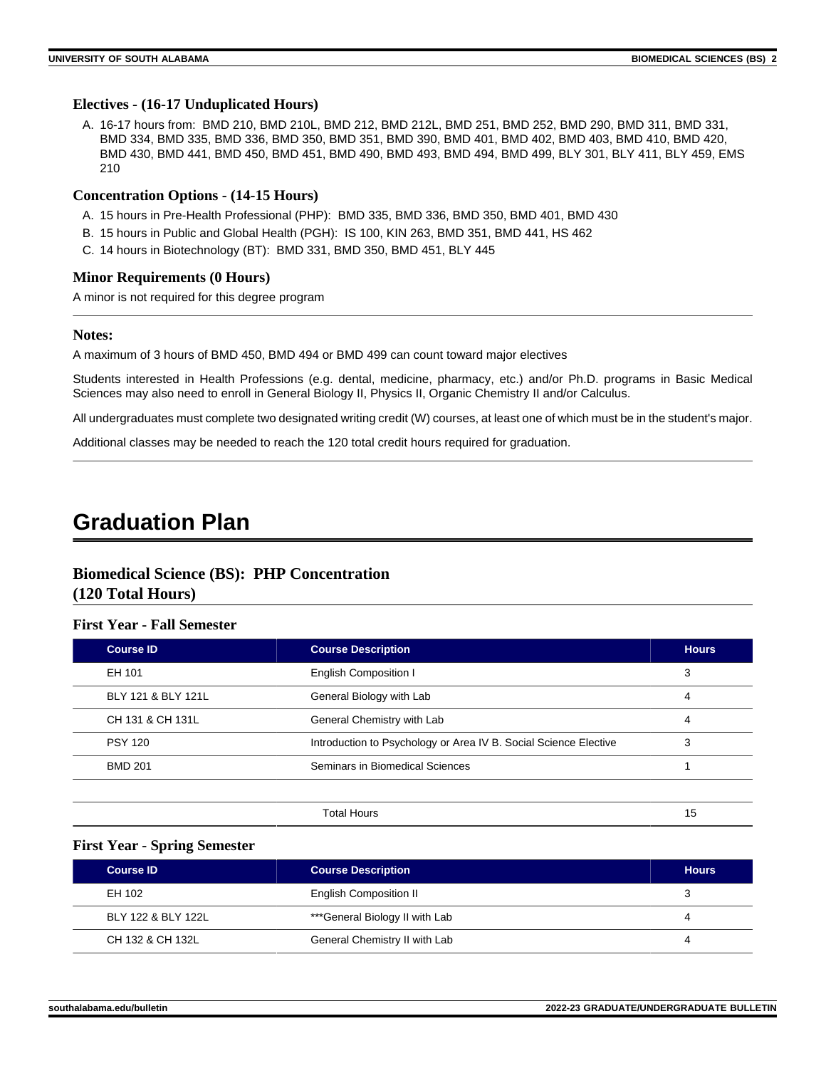### Electives - (16-17 Unduplicated Hours)

A. 16-17 hours from: BMD 210, BMD 210L, BMD 212, BMD 212L, BMD 251, BMD 252, BMD 290, BMD 311, BMD 331, BMD 334, BMD 335, BMD 336, BMD 350, BMD 351, BMD 390, BMD 401, BMD 402, BMD 403, BMD 410, BMD 420, BMD 430, BMD 441, BMD 450, BMD 451, BMD 490, BMD 493, BMD 494, BMD 499, BLY 301, BLY 411, BLY 459, EMS 210

### Concentration Options - (14-15 Hours)

A. 15 hours in Pre-Health Professional (PHP): BMD 335, BMD 336, BMD 350, BMD 401, BMD 430
B. 15 hours in Public and Global Health (PGH): IS 100, KIN 263, BMD 351, BMD 441, HS 462
C. 14 hours in Biotechnology (BT): BMD 331, BMD 350, BMD 451, BLY 445

### Minor Requirements (0 Hours)

A minor is not required for this degree program

---

### Notes:

A maximum of 3 hours of BMD 450, BMD 494 or BMD 499 can count toward major electives

Students interested in Health Professions (e.g. dental, medicine, pharmacy, etc.) and/or Ph.D. programs in Basic Medical Sciences may also need to enroll in General Biology II, Physics II, Organic Chemistry II and/or Calculus.

All undergraduates must complete two designated writing credit (W) courses, at least one of which must be in the student's major.

Additional classes may be needed to reach the 120 total credit hours required for graduation.

---

# Graduation Plan

## Biomedical Science (BS): PHP Concentration (120 Total Hours)

### First Year - Fall Semester

| Course ID | Course Description | Hours |
|---|---|---|
| EH 101 | English Composition I | 3 |
| BLY 121 & BLY 121L | General Biology with Lab | 4 |
| CH 131 & CH 131L | General Chemistry with Lab | 4 |
| PSY 120 | Introduction to Psychology or Area IV B. Social Science Elective | 3 |
| BMD 201 | Seminars in Biomedical Sciences | 1 |
| | | |
| | Total Hours | 15 |

### First Year - Spring Semester

| Course ID | Course Description | Hours |
|---|---|---|
| EH 102 | English Composition II | 3 |
| BLY 122 & BLY 122L | ***General Biology II with Lab | 4 |
| CH 132 & CH 132L | General Chemistry II with Lab | 4 |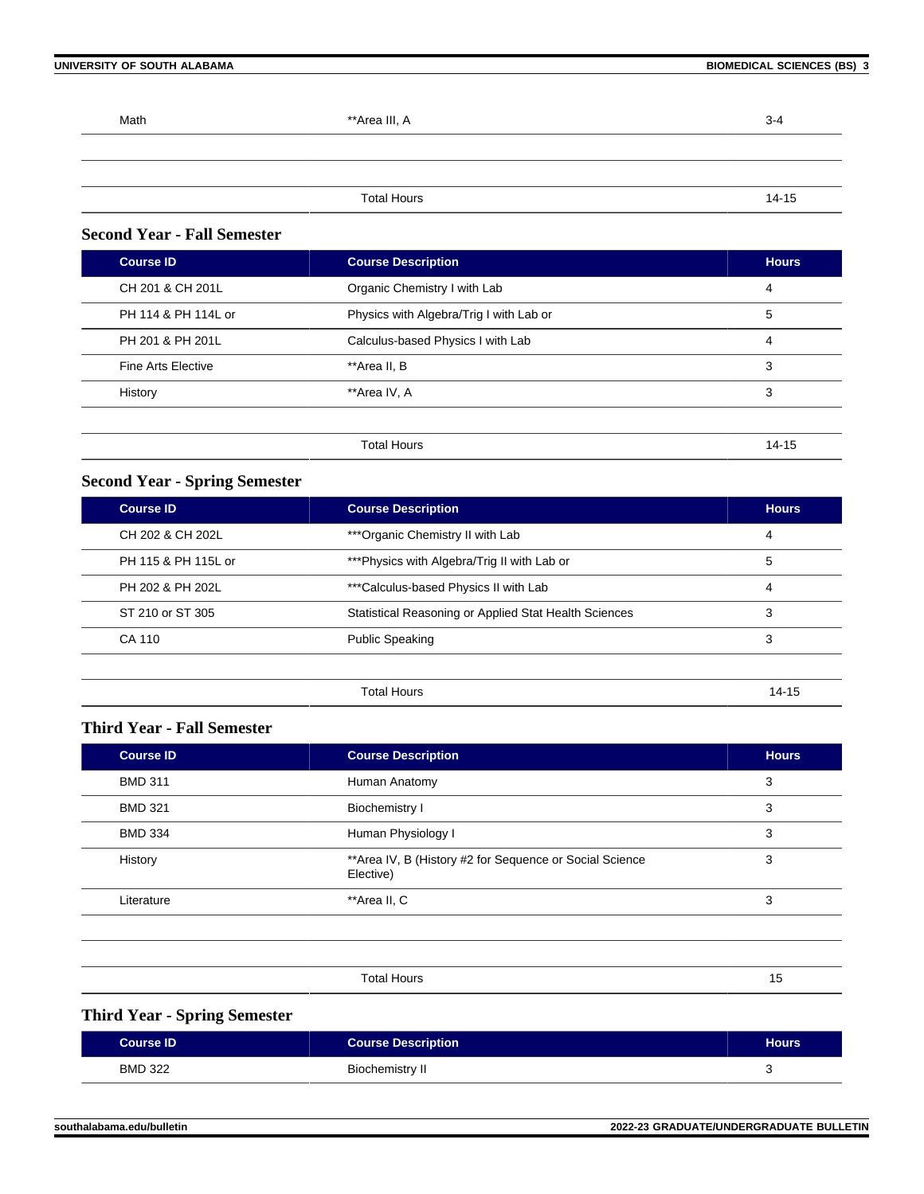| | | |
|---|---|---|
| Math | **Area III, A | 3-4 |
| | | |
| | | |
| | Total Hours | 14-15 |

### Second Year - Fall Semester

| Course ID | Course Description | Hours |
|---|---|---|
| CH 201 & CH 201L | Organic Chemistry I with Lab | 4 |
| PH 114 & PH 114L or | Physics with Algebra/Trig I with Lab or | 5 |
| PH 201 & PH 201L | Calculus-based Physics I with Lab | 4 |
| Fine Arts Elective | **Area II, B | 3 |
| History | **Area IV, A | 3 |
| | | |
| | Total Hours | 14-15 |

### Second Year - Spring Semester

| Course ID | Course Description | Hours |
|---|---|---|
| CH 202 & CH 202L | ***Organic Chemistry II with Lab | 4 |
| PH 115 & PH 115L or | ***Physics with Algebra/Trig II with Lab or | 5 |
| PH 202 & PH 202L | ***Calculus-based Physics II with Lab | 4 |
| ST 210 or ST 305 | Statistical Reasoning or Applied Stat Health Sciences | 3 |
| CA 110 | Public Speaking | 3 |
| | | |
| | Total Hours | 14-15 |

### Third Year - Fall Semester

| Course ID | Course Description | Hours |
|---|---|---|
| BMD 311 | Human Anatomy | 3 |
| BMD 321 | Biochemistry I | 3 |
| BMD 334 | Human Physiology I | 3 |
| History | **Area IV, B (History #2 for Sequence or Social Science Elective) | 3 |
| Literature | **Area II, C | 3 |
| | | |
| | | |
| | Total Hours | 15 |

### Third Year - Spring Semester

| Course ID | Course Description | Hours |
|---|---|---|
| BMD 322 | Biochemistry II | 3 |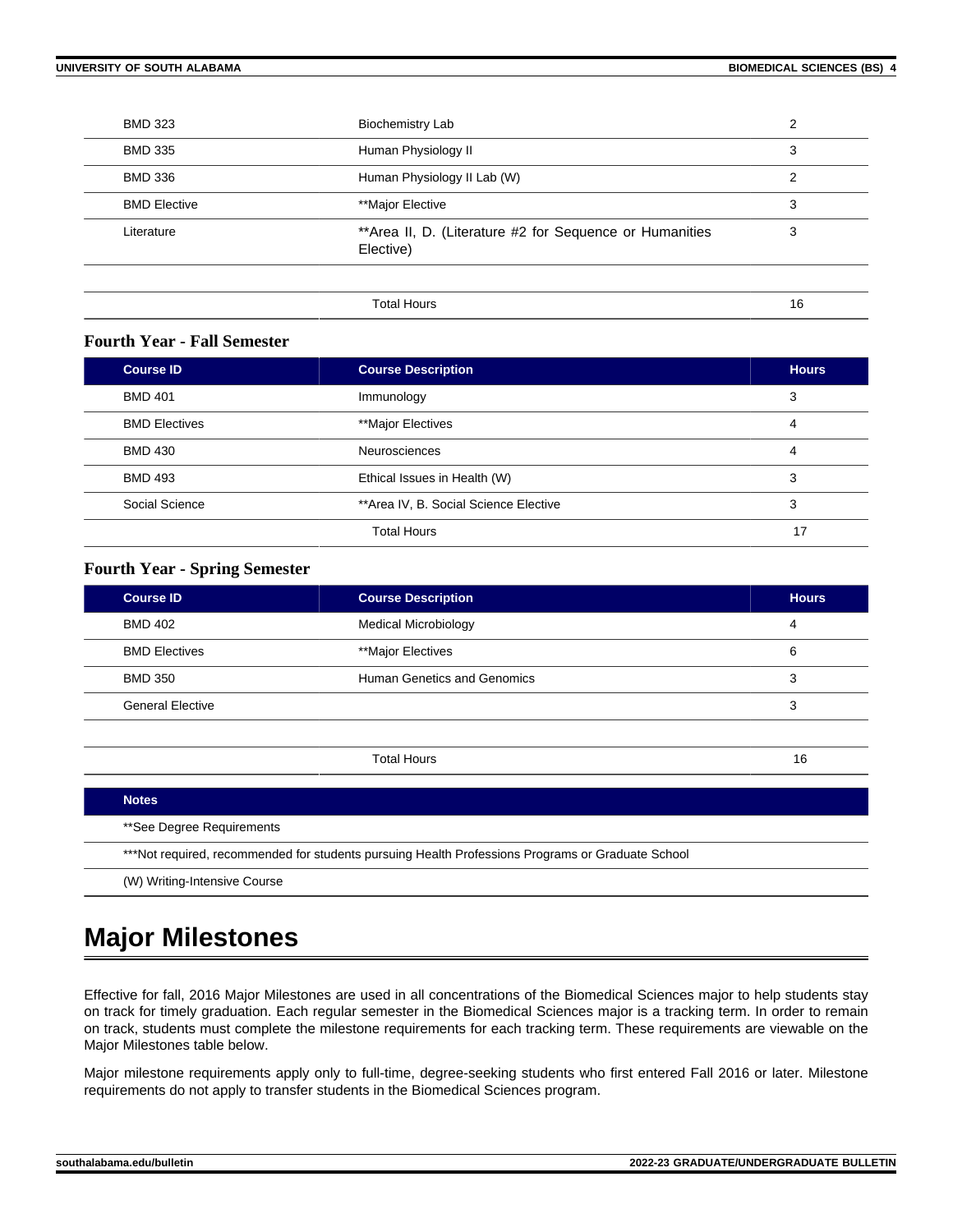| Course ID | Course Description | Hours |
|---|---|---|
| BMD 323 | Biochemistry Lab | 2 |
| BMD 335 | Human Physiology II | 3 |
| BMD 336 | Human Physiology II Lab (W) | 2 |
| BMD Elective | **Major Elective | 3 |
| Literature | **Area II, D. (Literature #2 for Sequence or Humanities Elective) | 3 |
| | Total Hours | 16 |

### Fourth Year - Fall Semester

| Course ID | Course Description | Hours |
|---|---|---|
| BMD 401 | Immunology | 3 |
| BMD Electives | **Major Electives | 4 |
| BMD 430 | Neurosciences | 4 |
| BMD 493 | Ethical Issues in Health (W) | 3 |
| Social Science | **Area IV, B. Social Science Elective | 3 |
| | Total Hours | 17 |

### Fourth Year - Spring Semester

| Course ID | Course Description | Hours |
|---|---|---|
| BMD 402 | Medical Microbiology | 4 |
| BMD Electives | **Major Electives | 6 |
| BMD 350 | Human Genetics and Genomics | 3 |
| General Elective | | 3 |
| | Total Hours | 16 |

| Notes |
|---|
| **See Degree Requirements |
| ***Not required, recommended for students pursuing Health Professions Programs or Graduate School |
| (W) Writing-Intensive Course |

# Major Milestones

Effective for fall, 2016 Major Milestones are used in all concentrations of the Biomedical Sciences major to help students stay on track for timely graduation. Each regular semester in the Biomedical Sciences major is a tracking term. In order to remain on track, students must complete the milestone requirements for each tracking term. These requirements are viewable on the Major Milestones table below.

Major milestone requirements apply only to full-time, degree-seeking students who first entered Fall 2016 or later. Milestone requirements do not apply to transfer students in the Biomedical Sciences program.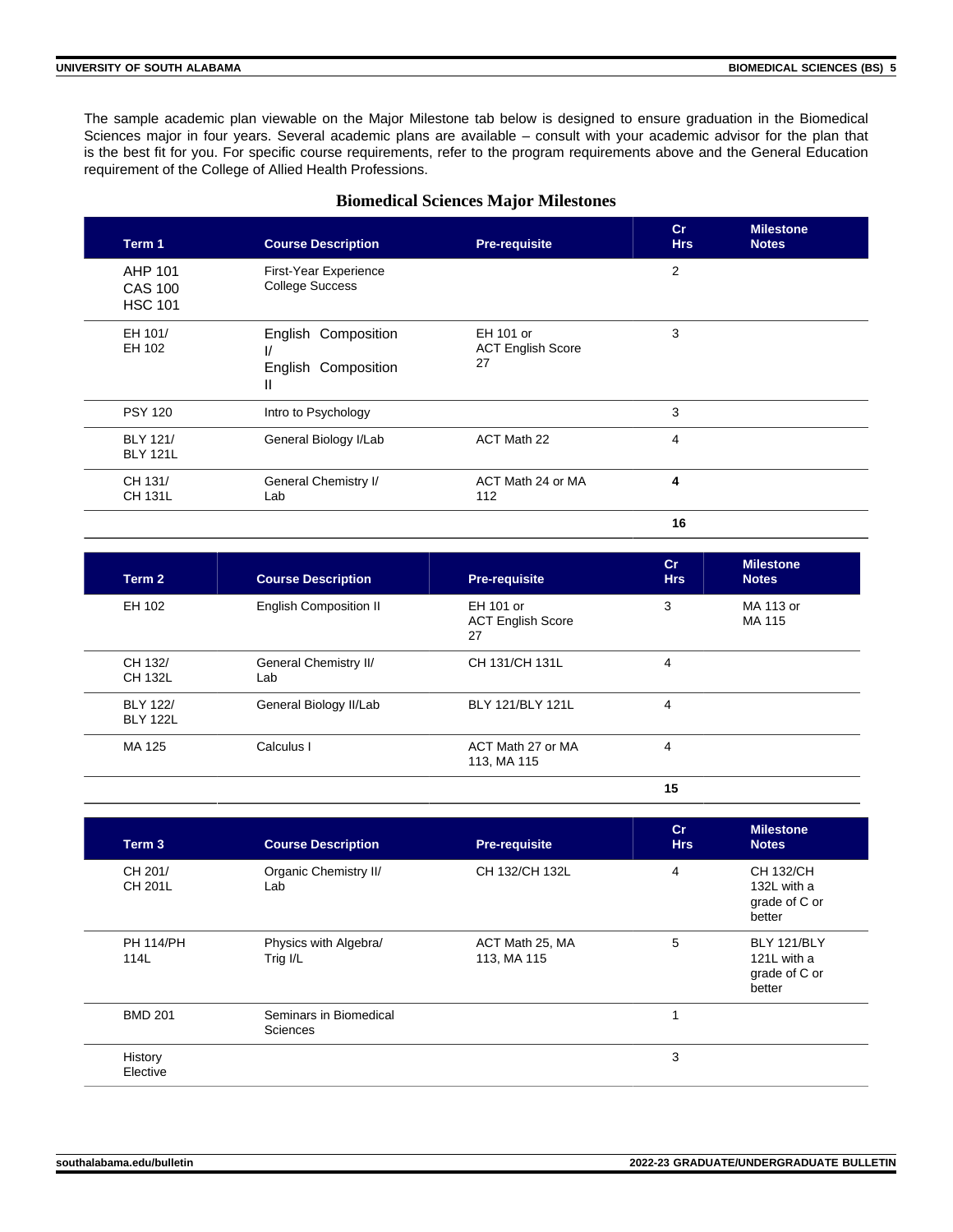The sample academic plan viewable on the Major Milestone tab below is designed to ensure graduation in the Biomedical Sciences major in four years. Several academic plans are available – consult with your academic advisor for the plan that is the best fit for you. For specific course requirements, refer to the program requirements above and the General Education requirement of the College of Allied Health Professions.

## Biomedical Sciences Major Milestones

| Term 1 | Course Description | Pre-requisite | Cr Hrs | Milestone Notes |
|---|---|---|---|---|
| AHP 101<br>CAS 100<br>HSC 101 | First-Year Experience College Success | | 2 | |
| EH 101/<br>EH 102 | English Composition I/<br>English Composition II | EH 101 or ACT English Score 27 | 3 | |
| PSY 120 | Intro to Psychology | | 3 | |
| BLY 121/<br>BLY 121L | General Biology I/Lab | ACT Math 22 | 4 | |
| CH 131/<br>CH 131L | General Chemistry I/ Lab | ACT Math 24 or MA 112 | **4** | |
| | | | **16** | |

| Term 2 | Course Description | Pre-requisite | Cr Hrs | Milestone Notes |
|---|---|---|---|---|
| EH 102 | English Composition II | EH 101 or ACT English Score 27 | 3 | MA 113 or MA 115 |
| CH 132/<br>CH 132L | General Chemistry II/ Lab | CH 131/CH 131L | 4 | |
| BLY 122/<br>BLY 122L | General Biology II/Lab | BLY 121/BLY 121L | 4 | |
| MA 125 | Calculus I | ACT Math 27 or MA 113, MA 115 | 4 | |
| | | | **15** | |

| Term 3 | Course Description | Pre-requisite | Cr Hrs | Milestone Notes |
|---|---|---|---|---|
| CH 201/<br>CH 201L | Organic Chemistry II/ Lab | CH 132/CH 132L | 4 | CH 132/CH 132L with a grade of C or better |
| PH 114/PH 114L | Physics with Algebra/ Trig I/L | ACT Math 25, MA 113, MA 115 | 5 | BLY 121/BLY 121L with a grade of C or better |
| BMD 201 | Seminars in Biomedical Sciences | | 1 | |
| History Elective | | | 3 | |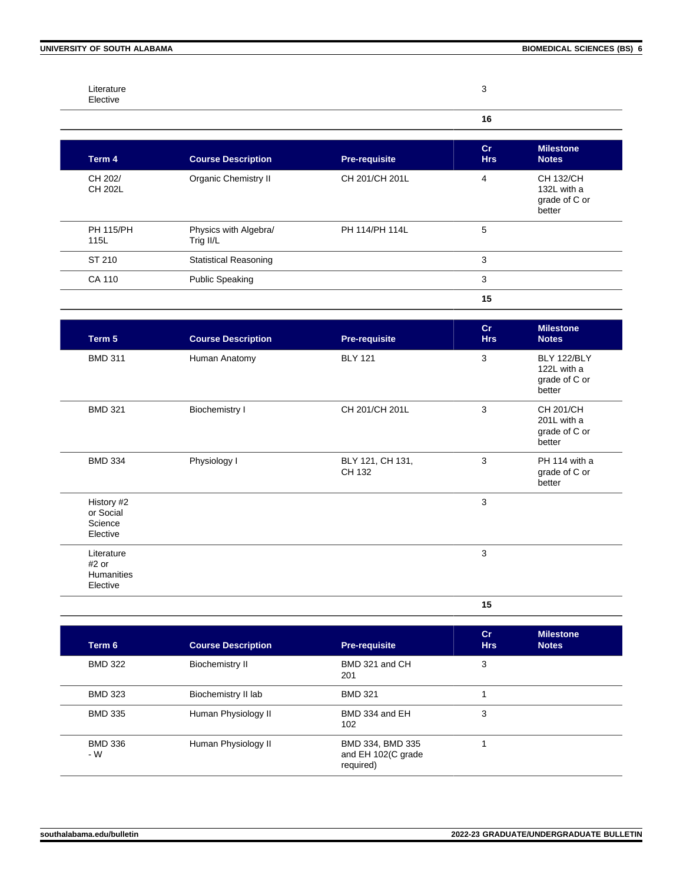| | | | | |
|---|---|---|---|---|
| Literature Elective | | | 3 | |
| | | | **16** | |

| Term 4 | Course Description | Pre-requisite | Cr Hrs | Milestone Notes |
|---|---|---|---|---|
| CH 202/ CH 202L | Organic Chemistry II | CH 201/CH 201L | 4 | CH 132/CH 132L with a grade of C or better |
| PH 115/PH 115L | Physics with Algebra/ Trig II/L | PH 114/PH 114L | 5 | |
| ST 210 | Statistical Reasoning | | 3 | |
| CA 110 | Public Speaking | | 3 | |
| | | | **15** | |

| Term 5 | Course Description | Pre-requisite | Cr Hrs | Milestone Notes |
|---|---|---|---|---|
| BMD 311 | Human Anatomy | BLY 121 | 3 | BLY 122/BLY 122L with a grade of C or better |
| BMD 321 | Biochemistry I | CH 201/CH 201L | 3 | CH 201/CH 201L with a grade of C or better |
| BMD 334 | Physiology I | BLY 121, CH 131, CH 132 | 3 | PH 114 with a grade of C or better |
| History #2 or Social Science Elective | | | 3 | |
| Literature #2 or Humanities Elective | | | 3 | |
| | | | **15** | |

| Term 6 | Course Description | Pre-requisite | Cr Hrs | Milestone Notes |
|---|---|---|---|---|
| BMD 322 | Biochemistry II | BMD 321 and CH 201 | 3 | |
| BMD 323 | Biochemistry II lab | BMD 321 | 1 | |
| BMD 335 | Human Physiology II | BMD 334 and EH 102 | 3 | |
| BMD 336 - W | Human Physiology II | BMD 334, BMD 335 and EH 102(C grade required) | 1 | |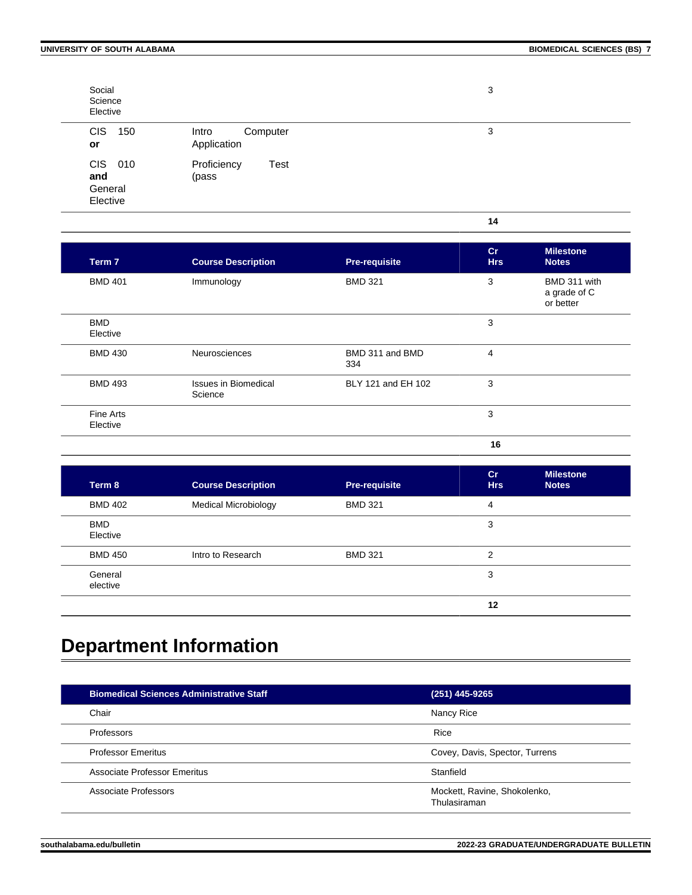| | | | | |
|---|---|---|---|---|
| Social Science Elective | | | 3 | |
| CIS 150 **or** | Intro Computer Application | | 3 | |
| CIS 010 **and** General Elective | Proficiency Test (pass | | | |
| | | | **14** | |

| Term 7 | Course Description | Pre-requisite | Cr Hrs | Milestone Notes |
|---|---|---|---|---|
| BMD 401 | Immunology | BMD 321 | 3 | BMD 311 with a grade of C or better |
| BMD Elective | | | 3 | |
| BMD 430 | Neurosciences | BMD 311 and BMD 334 | 4 | |
| BMD 493 | Issues in Biomedical Science | BLY 121 and EH 102 | 3 | |
| Fine Arts Elective | | | 3 | |
| | | | **16** | |

| Term 8 | Course Description | Pre-requisite | Cr Hrs | Milestone Notes |
|---|---|---|---|---|
| BMD 402 | Medical Microbiology | BMD 321 | 4 | |
| BMD Elective | | | 3 | |
| BMD 450 | Intro to Research | BMD 321 | 2 | |
| General elective | | | 3 | |
| | | | **12** | |

# Department Information

| Biomedical Sciences Administrative Staff | (251) 445-9265 |
|---|---|
| Chair | Nancy Rice |
| Professors | Rice |
| Professor Emeritus | Covey, Davis, Spector, Turrens |
| Associate Professor Emeritus | Stanfield |
| Associate Professors | Mockett, Ravine, Shokolenko, Thulasiraman |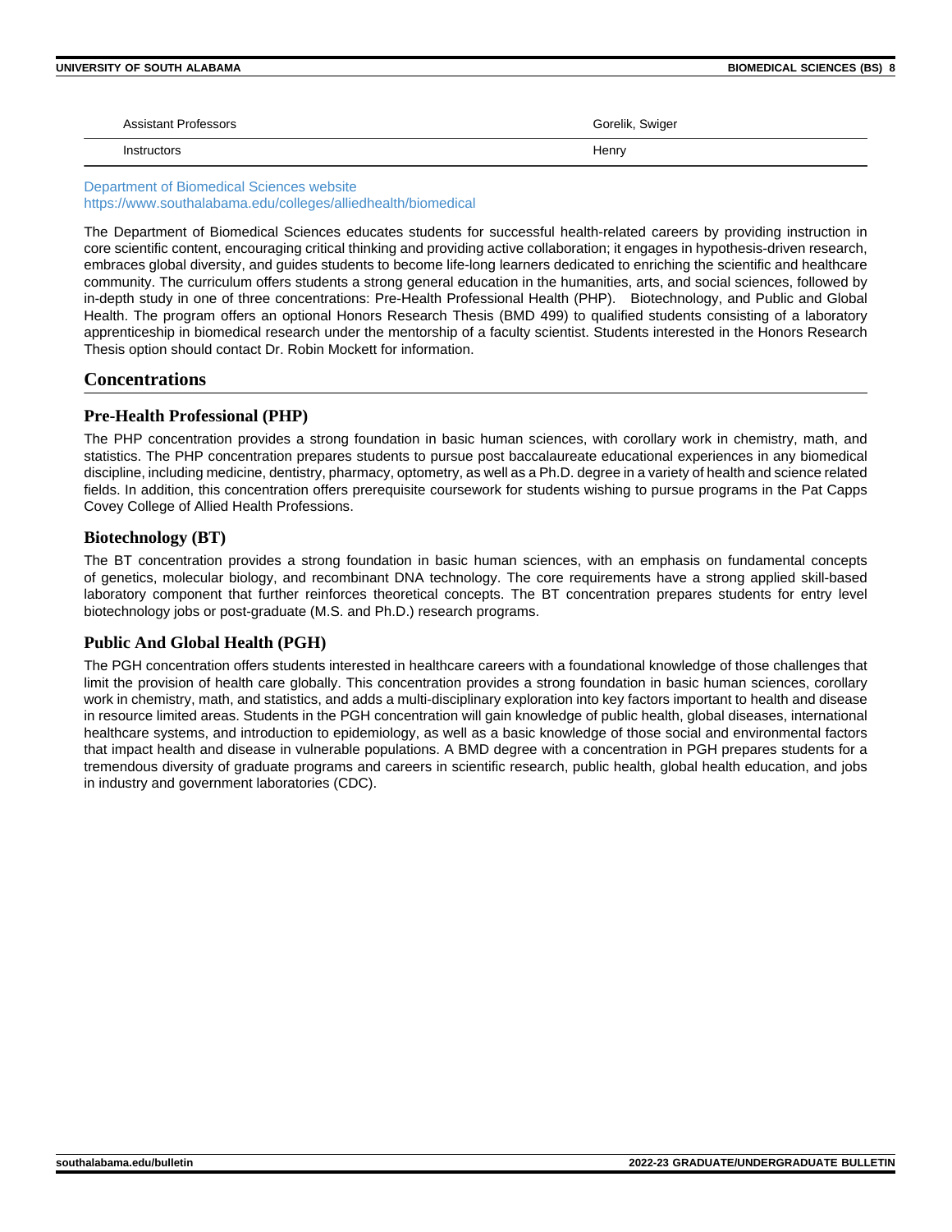| | |
|---|---|
| Assistant Professors | Gorelik, Swiger |
| Instructors | Henry |

Department of Biomedical Sciences website
https://www.southalabama.edu/colleges/alliedhealth/biomedical

The Department of Biomedical Sciences educates students for successful health-related careers by providing instruction in core scientific content, encouraging critical thinking and providing active collaboration; it engages in hypothesis-driven research, embraces global diversity, and guides students to become life-long learners dedicated to enriching the scientific and healthcare community. The curriculum offers students a strong general education in the humanities, arts, and social sciences, followed by in-depth study in one of three concentrations: Pre-Health Professional Health (PHP). Biotechnology, and Public and Global Health. The program offers an optional Honors Research Thesis (BMD 499) to qualified students consisting of a laboratory apprenticeship in biomedical research under the mentorship of a faculty scientist. Students interested in the Honors Research Thesis option should contact Dr. Robin Mockett for information.

## Concentrations

### Pre-Health Professional (PHP)

The PHP concentration provides a strong foundation in basic human sciences, with corollary work in chemistry, math, and statistics. The PHP concentration prepares students to pursue post baccalaureate educational experiences in any biomedical discipline, including medicine, dentistry, pharmacy, optometry, as well as a Ph.D. degree in a variety of health and science related fields. In addition, this concentration offers prerequisite coursework for students wishing to pursue programs in the Pat Capps Covey College of Allied Health Professions.

### Biotechnology (BT)

The BT concentration provides a strong foundation in basic human sciences, with an emphasis on fundamental concepts of genetics, molecular biology, and recombinant DNA technology. The core requirements have a strong applied skill-based laboratory component that further reinforces theoretical concepts. The BT concentration prepares students for entry level biotechnology jobs or post-graduate (M.S. and Ph.D.) research programs.

### Public And Global Health (PGH)

The PGH concentration offers students interested in healthcare careers with a foundational knowledge of those challenges that limit the provision of health care globally. This concentration provides a strong foundation in basic human sciences, corollary work in chemistry, math, and statistics, and adds a multi-disciplinary exploration into key factors important to health and disease in resource limited areas. Students in the PGH concentration will gain knowledge of public health, global diseases, international healthcare systems, and introduction to epidemiology, as well as a basic knowledge of those social and environmental factors that impact health and disease in vulnerable populations. A BMD degree with a concentration in PGH prepares students for a tremendous diversity of graduate programs and careers in scientific research, public health, global health education, and jobs in industry and government laboratories (CDC).